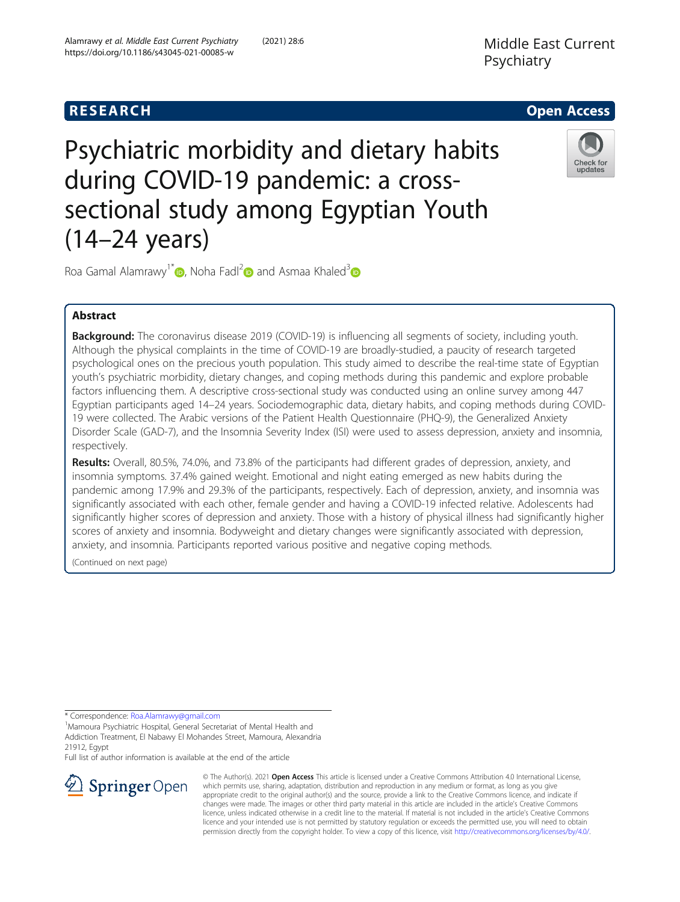RESEARCH | Open Access

# Psychiatric morbidity and dietary habits during COVID-19 pandemic: a cross-sectional study among Egyptian Youth (14–24 years)

Roa Gamal Alamrawy[1*], Noha Fadl[2] and Asmaa Khaled[3]

## Abstract

**Background:** The coronavirus disease 2019 (COVID-19) is influencing all segments of society, including youth. Although the physical complaints in the time of COVID-19 are broadly-studied, a paucity of research targeted psychological ones on the precious youth population. This study aimed to describe the real-time state of Egyptian youth's psychiatric morbidity, dietary changes, and coping methods during this pandemic and explore probable factors influencing them. A descriptive cross-sectional study was conducted using an online survey among 447 Egyptian participants aged 14–24 years. Sociodemographic data, dietary habits, and coping methods during COVID-19 were collected. The Arabic versions of the Patient Health Questionnaire (PHQ-9), the Generalized Anxiety Disorder Scale (GAD-7), and the Insomnia Severity Index (ISI) were used to assess depression, anxiety and insomnia, respectively.

**Results:** Overall, 80.5%, 74.0%, and 73.8% of the participants had different grades of depression, anxiety, and insomnia symptoms. 37.4% gained weight. Emotional and night eating emerged as new habits during the pandemic among 17.9% and 29.3% of the participants, respectively. Each of depression, anxiety, and insomnia was significantly associated with each other, female gender and having a COVID-19 infected relative. Adolescents had significantly higher scores of depression and anxiety. Those with a history of physical illness had significantly higher scores of anxiety and insomnia. Bodyweight and dietary changes were significantly associated with depression, anxiety, and insomnia. Participants reported various positive and negative coping methods.

(Continued on next page)

* Correspondence: Roa.Alamrawy@gmail.com
[1]Mamoura Psychiatric Hospital, General Secretariat of Mental Health and Addiction Treatment, El Nabawy El Mohandes Street, Mamoura, Alexandria 21912, Egypt
Full list of author information is available at the end of the article

© The Author(s). 2021 **Open Access** This article is licensed under a Creative Commons Attribution 4.0 International License, which permits use, sharing, adaptation, distribution and reproduction in any medium or format, as long as you give appropriate credit to the original author(s) and the source, provide a link to the Creative Commons licence, and indicate if changes were made. The images or other third party material in this article are included in the article's Creative Commons licence, unless indicated otherwise in a credit line to the material. If material is not included in the article's Creative Commons licence and your intended use is not permitted by statutory regulation or exceeds the permitted use, you will need to obtain permission directly from the copyright holder. To view a copy of this licence, visit http://creativecommons.org/licenses/by/4.0/.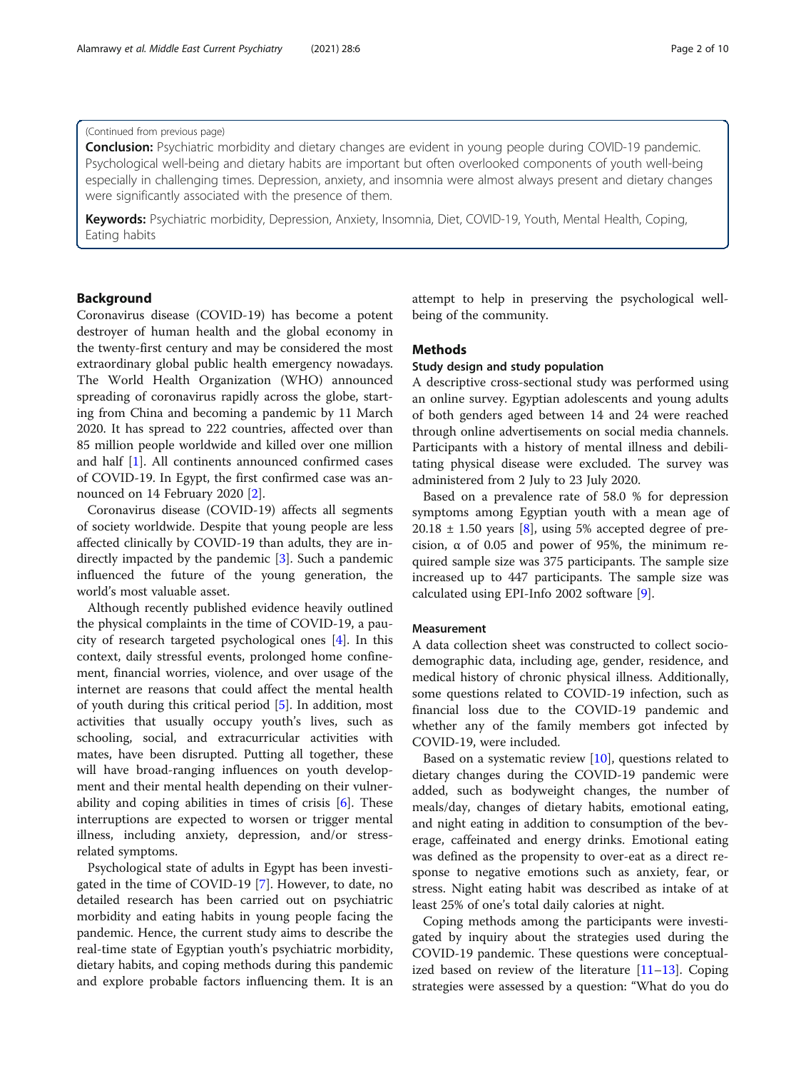(Continued from previous page)

**Conclusion:** Psychiatric morbidity and dietary changes are evident in young people during COVID-19 pandemic. Psychological well-being and dietary habits are important but often overlooked components of youth well-being especially in challenging times. Depression, anxiety, and insomnia were almost always present and dietary changes were significantly associated with the presence of them.

**Keywords:** Psychiatric morbidity, Depression, Anxiety, Insomnia, Diet, COVID-19, Youth, Mental Health, Coping, Eating habits

## Background

Coronavirus disease (COVID-19) has become a potent destroyer of human health and the global economy in the twenty-first century and may be considered the most extraordinary global public health emergency nowadays. The World Health Organization (WHO) announced spreading of coronavirus rapidly across the globe, starting from China and becoming a pandemic by 11 March 2020. It has spread to 222 countries, affected over than 85 million people worldwide and killed over one million and half [1]. All continents announced confirmed cases of COVID-19. In Egypt, the first confirmed case was announced on 14 February 2020 [2].

Coronavirus disease (COVID-19) affects all segments of society worldwide. Despite that young people are less affected clinically by COVID-19 than adults, they are indirectly impacted by the pandemic [3]. Such a pandemic influenced the future of the young generation, the world's most valuable asset.

Although recently published evidence heavily outlined the physical complaints in the time of COVID-19, a paucity of research targeted psychological ones [4]. In this context, daily stressful events, prolonged home confinement, financial worries, violence, and over usage of the internet are reasons that could affect the mental health of youth during this critical period [5]. In addition, most activities that usually occupy youth's lives, such as schooling, social, and extracurricular activities with mates, have been disrupted. Putting all together, these will have broad-ranging influences on youth development and their mental health depending on their vulnerability and coping abilities in times of crisis [6]. These interruptions are expected to worsen or trigger mental illness, including anxiety, depression, and/or stress-related symptoms.

Psychological state of adults in Egypt has been investigated in the time of COVID-19 [7]. However, to date, no detailed research has been carried out on psychiatric morbidity and eating habits in young people facing the pandemic. Hence, the current study aims to describe the real-time state of Egyptian youth's psychiatric morbidity, dietary habits, and coping methods during this pandemic and explore probable factors influencing them. It is an attempt to help in preserving the psychological well-being of the community.

## Methods

### Study design and study population

A descriptive cross-sectional study was performed using an online survey. Egyptian adolescents and young adults of both genders aged between 14 and 24 were reached through online advertisements on social media channels. Participants with a history of mental illness and debilitating physical disease were excluded. The survey was administered from 2 July to 23 July 2020.

Based on a prevalence rate of 58.0 % for depression symptoms among Egyptian youth with a mean age of $20.18 \pm 1.50$ years [8], using 5% accepted degree of precision, $\alpha$ of 0.05 and power of 95%, the minimum required sample size was 375 participants. The sample size increased up to 447 participants. The sample size was calculated using EPI-Info 2002 software [9].

### Measurement

A data collection sheet was constructed to collect sociodemographic data, including age, gender, residence, and medical history of chronic physical illness. Additionally, some questions related to COVID-19 infection, such as financial loss due to the COVID-19 pandemic and whether any of the family members got infected by COVID-19, were included.

Based on a systematic review [10], questions related to dietary changes during the COVID-19 pandemic were added, such as bodyweight changes, the number of meals/day, changes of dietary habits, emotional eating, and night eating in addition to consumption of the beverage, caffeinated and energy drinks. Emotional eating was defined as the propensity to over-eat as a direct response to negative emotions such as anxiety, fear, or stress. Night eating habit was described as intake of at least 25% of one's total daily calories at night.

Coping methods among the participants were investigated by inquiry about the strategies used during the COVID-19 pandemic. These questions were conceptualized based on review of the literature [11–13]. Coping strategies were assessed by a question: "What do you do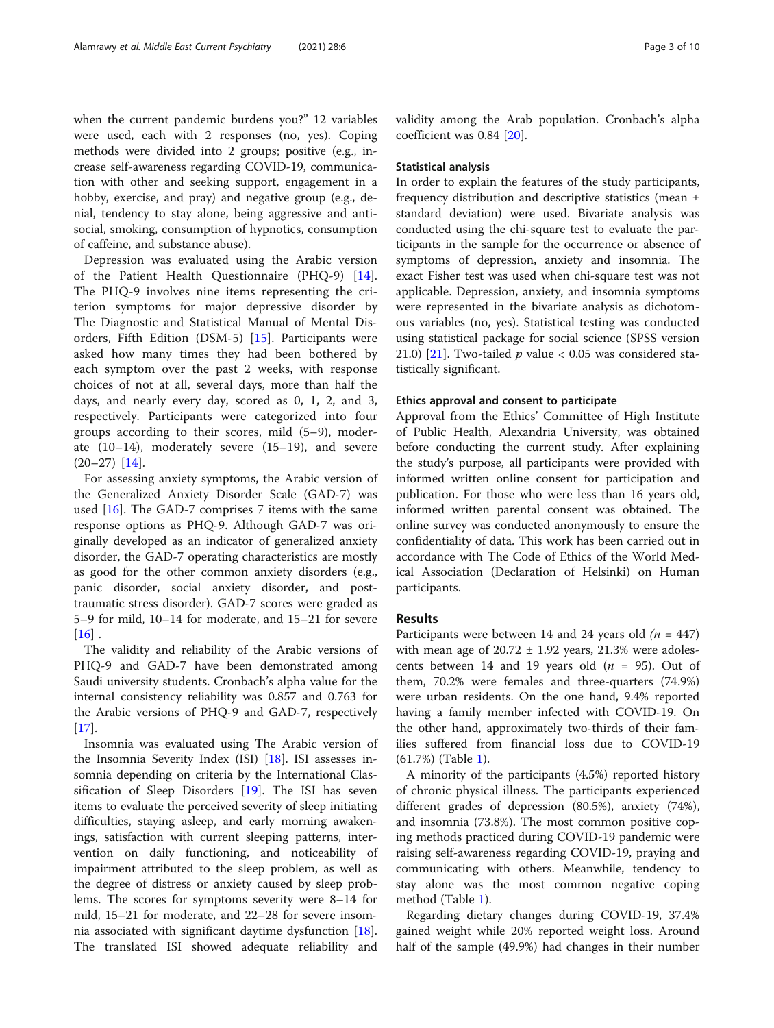when the current pandemic burdens you?" 12 variables were used, each with 2 responses (no, yes). Coping methods were divided into 2 groups; positive (e.g., increase self-awareness regarding COVID-19, communication with other and seeking support, engagement in a hobby, exercise, and pray) and negative group (e.g., denial, tendency to stay alone, being aggressive and antisocial, smoking, consumption of hypnotics, consumption of caffeine, and substance abuse).

Depression was evaluated using the Arabic version of the Patient Health Questionnaire (PHQ-9) [14]. The PHQ-9 involves nine items representing the criterion symptoms for major depressive disorder by The Diagnostic and Statistical Manual of Mental Disorders, Fifth Edition (DSM-5) [15]. Participants were asked how many times they had been bothered by each symptom over the past 2 weeks, with response choices of not at all, several days, more than half the days, and nearly every day, scored as 0, 1, 2, and 3, respectively. Participants were categorized into four groups according to their scores, mild (5–9), moderate (10–14), moderately severe (15–19), and severe (20–27) [14].

For assessing anxiety symptoms, the Arabic version of the Generalized Anxiety Disorder Scale (GAD-7) was used [16]. The GAD-7 comprises 7 items with the same response options as PHQ-9. Although GAD-7 was originally developed as an indicator of generalized anxiety disorder, the GAD-7 operating characteristics are mostly as good for the other common anxiety disorders (e.g., panic disorder, social anxiety disorder, and post-traumatic stress disorder). GAD-7 scores were graded as 5–9 for mild, 10–14 for moderate, and 15–21 for severe [16] .

The validity and reliability of the Arabic versions of PHQ-9 and GAD-7 have been demonstrated among Saudi university students. Cronbach's alpha value for the internal consistency reliability was 0.857 and 0.763 for the Arabic versions of PHQ-9 and GAD-7, respectively [17].

Insomnia was evaluated using The Arabic version of the Insomnia Severity Index (ISI) [18]. ISI assesses insomnia depending on criteria by the International Classification of Sleep Disorders [19]. The ISI has seven items to evaluate the perceived severity of sleep initiating difficulties, staying asleep, and early morning awakenings, satisfaction with current sleeping patterns, intervention on daily functioning, and noticeability of impairment attributed to the sleep problem, as well as the degree of distress or anxiety caused by sleep problems. The scores for symptoms severity were 8–14 for mild, 15–21 for moderate, and 22–28 for severe insomnia associated with significant daytime dysfunction [18]. The translated ISI showed adequate reliability and validity among the Arab population. Cronbach's alpha coefficient was 0.84 [20].

### Statistical analysis

In order to explain the features of the study participants, frequency distribution and descriptive statistics (mean ± standard deviation) were used. Bivariate analysis was conducted using the chi-square test to evaluate the participants in the sample for the occurrence or absence of symptoms of depression, anxiety and insomnia. The exact Fisher test was used when chi-square test was not applicable. Depression, anxiety, and insomnia symptoms were represented in the bivariate analysis as dichotomous variables (no, yes). Statistical testing was conducted using statistical package for social science (SPSS version 21.0) [21]. Two-tailed $p$ value < 0.05 was considered statistically significant.

### Ethics approval and consent to participate

Approval from the Ethics' Committee of High Institute of Public Health, Alexandria University, was obtained before conducting the current study. After explaining the study's purpose, all participants were provided with informed written online consent for participation and publication. For those who were less than 16 years old, informed written parental consent was obtained. The online survey was conducted anonymously to ensure the confidentiality of data. This work has been carried out in accordance with The Code of Ethics of the World Medical Association (Declaration of Helsinki) on Human participants.

## Results

Participants were between 14 and 24 years old ($n$ = 447) with mean age of 20.72 ± 1.92 years, 21.3% were adolescents between 14 and 19 years old ($n$ = 95). Out of them, 70.2% were females and three-quarters (74.9%) were urban residents. On the one hand, 9.4% reported having a family member infected with COVID-19. On the other hand, approximately two-thirds of their families suffered from financial loss due to COVID-19 (61.7%) (Table 1).

A minority of the participants (4.5%) reported history of chronic physical illness. The participants experienced different grades of depression (80.5%), anxiety (74%), and insomnia (73.8%). The most common positive coping methods practiced during COVID-19 pandemic were raising self-awareness regarding COVID-19, praying and communicating with others. Meanwhile, tendency to stay alone was the most common negative coping method (Table 1).

Regarding dietary changes during COVID-19, 37.4% gained weight while 20% reported weight loss. Around half of the sample (49.9%) had changes in their number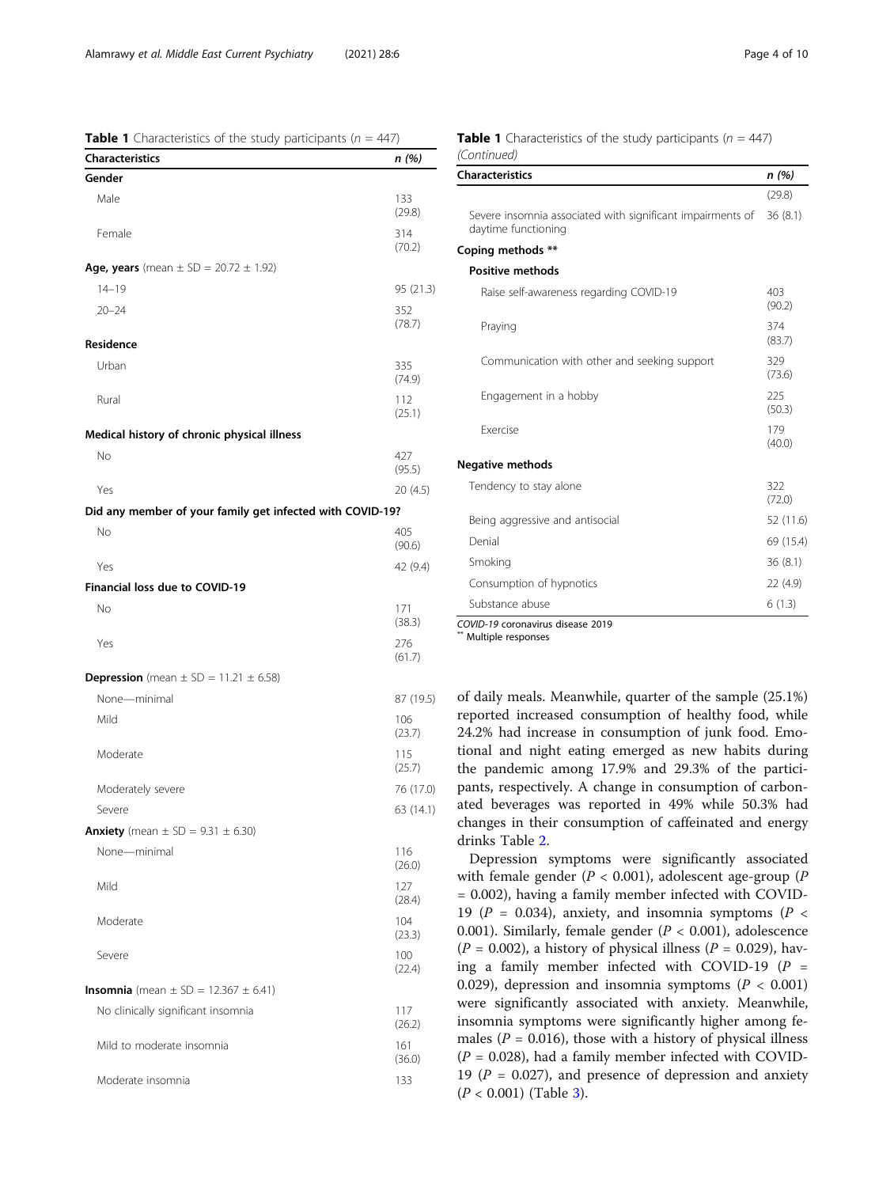**Table 1** Characteristics of the study participants ($n$ = 447)

| Characteristics | n (%) |
|---|---|
| **Gender** | |
| Male | 133 (29.8) |
| Female | 314 (70.2) |
| **Age, years** (mean ± SD = 20.72 ± 1.92) | |
| 14–19 | 95 (21.3) |
| 20–24 | 352 (78.7) |
| **Residence** | |
| Urban | 335 (74.9) |
| Rural | 112 (25.1) |
| **Medical history of chronic physical illness** | |
| No | 427 (95.5) |
| Yes | 20 (4.5) |
| **Did any member of your family get infected with COVID-19?** | |
| No | 405 (90.6) |
| Yes | 42 (9.4) |
| **Financial loss due to COVID-19** | |
| No | 171 (38.3) |
| Yes | 276 (61.7) |
| **Depression** (mean ± SD = 11.21 ± 6.58) | |
| None—minimal | 87 (19.5) |
| Mild | 106 (23.7) |
| Moderate | 115 (25.7) |
| Moderately severe | 76 (17.0) |
| Severe | 63 (14.1) |
| **Anxiety** (mean ± SD = 9.31 ± 6.30) | |
| None—minimal | 116 (26.0) |
| Mild | 127 (28.4) |
| Moderate | 104 (23.3) |
| Severe | 100 (22.4) |
| **Insomnia** (mean ± SD = 12.367 ± 6.41) | |
| No clinically significant insomnia | 117 (26.2) |
| Mild to moderate insomnia | 161 (36.0) |
| Moderate insomnia | 133 (29.8) |
| Severe insomnia associated with significant impairments of daytime functioning | 36 (8.1) |
| **Coping methods \*\*** | |
| **Positive methods** | |
| Raise self-awareness regarding COVID-19 | 403 (90.2) |
| Praying | 374 (83.7) |
| Communication with other and seeking support | 329 (73.6) |
| Engagement in a hobby | 225 (50.3) |
| Exercise | 179 (40.0) |
| **Negative methods** | |
| Tendency to stay alone | 322 (72.0) |
| Being aggressive and antisocial | 52 (11.6) |
| Denial | 69 (15.4) |
| Smoking | 36 (8.1) |
| Consumption of hypnotics | 22 (4.9) |
| Substance abuse | 6 (1.3) |

*COVID-19* coronavirus disease 2019
\*\* Multiple responses

of daily meals. Meanwhile, quarter of the sample (25.1%) reported increased consumption of healthy food, while 24.2% had increase in consumption of junk food. Emotional and night eating emerged as new habits during the pandemic among 17.9% and 29.3% of the participants, respectively. A change in consumption of carbonated beverages was reported in 49% while 50.3% had changes in their consumption of caffeinated and energy drinks Table 2.

Depression symptoms were significantly associated with female gender ($P$ < 0.001), adolescent age-group ($P$ = 0.002), having a family member infected with COVID-19 ($P$ = 0.034), anxiety, and insomnia symptoms ($P$ < 0.001). Similarly, female gender ($P$ < 0.001), adolescence ($P$ = 0.002), a history of physical illness ($P$ = 0.029), having a family member infected with COVID-19 ($P$ = 0.029), depression and insomnia symptoms ($P$ < 0.001) were significantly associated with anxiety. Meanwhile, insomnia symptoms were significantly higher among females ($P$ = 0.016), those with a history of physical illness ($P$ = 0.028), had a family member infected with COVID-19 ($P$ = 0.027), and presence of depression and anxiety ($P$ < 0.001) (Table 3).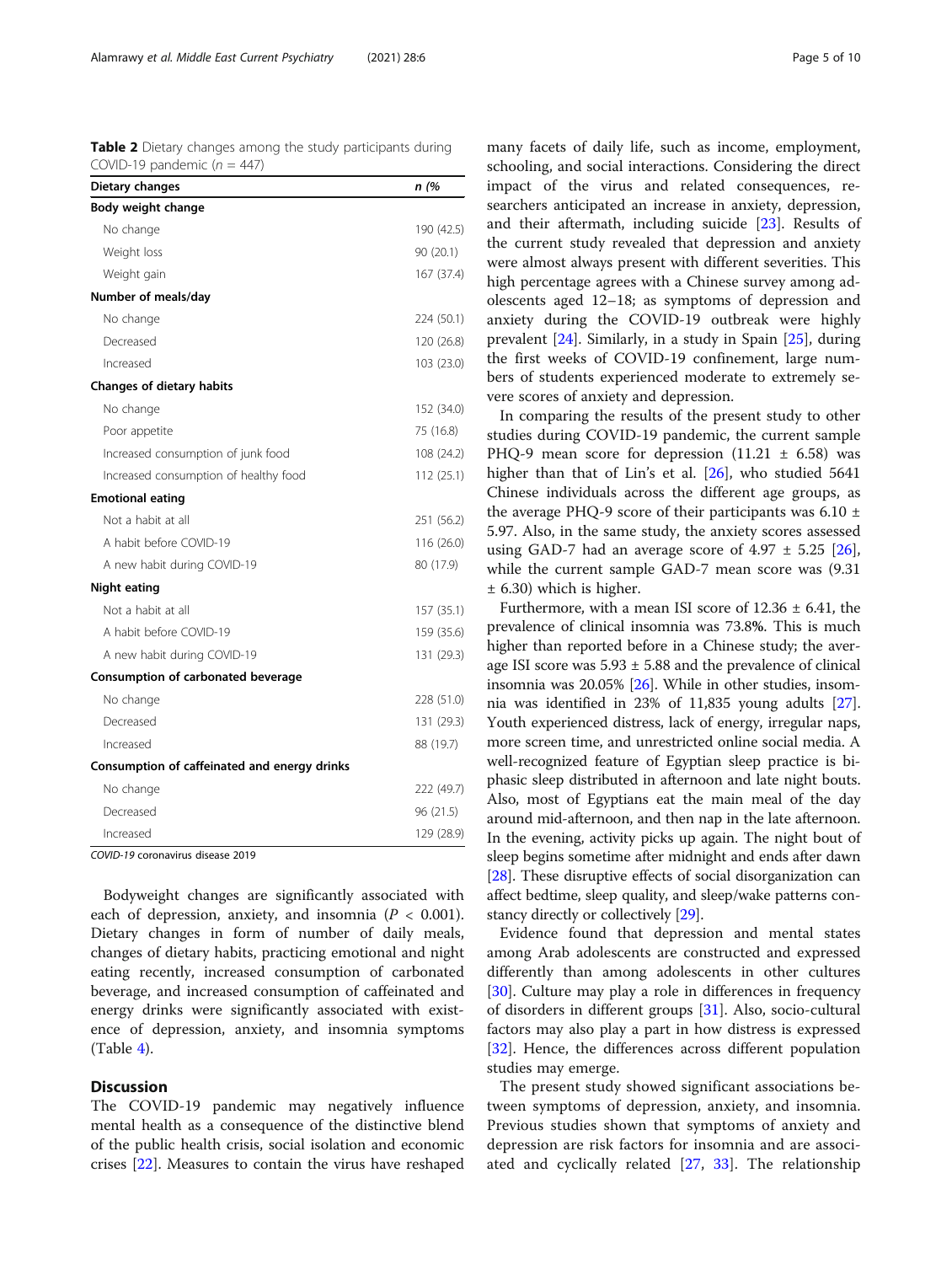**Table 2** Dietary changes among the study participants during COVID-19 pandemic ($n$ = 447)

| Dietary changes | n (% |
|---|---|
| **Body weight change** | |
| No change | 190 (42.5) |
| Weight loss | 90 (20.1) |
| Weight gain | 167 (37.4) |
| **Number of meals/day** | |
| No change | 224 (50.1) |
| Decreased | 120 (26.8) |
| Increased | 103 (23.0) |
| **Changes of dietary habits** | |
| No change | 152 (34.0) |
| Poor appetite | 75 (16.8) |
| Increased consumption of junk food | 108 (24.2) |
| Increased consumption of healthy food | 112 (25.1) |
| **Emotional eating** | |
| Not a habit at all | 251 (56.2) |
| A habit before COVID-19 | 116 (26.0) |
| A new habit during COVID-19 | 80 (17.9) |
| **Night eating** | |
| Not a habit at all | 157 (35.1) |
| A habit before COVID-19 | 159 (35.6) |
| A new habit during COVID-19 | 131 (29.3) |
| **Consumption of carbonated beverage** | |
| No change | 228 (51.0) |
| Decreased | 131 (29.3) |
| Increased | 88 (19.7) |
| **Consumption of caffeinated and energy drinks** | |
| No change | 222 (49.7) |
| Decreased | 96 (21.5) |
| Increased | 129 (28.9) |

*COVID-19* coronavirus disease 2019

Bodyweight changes are significantly associated with each of depression, anxiety, and insomnia ($P < 0.001$). Dietary changes in form of number of daily meals, changes of dietary habits, practicing emotional and night eating recently, increased consumption of carbonated beverage, and increased consumption of caffeinated and energy drinks were significantly associated with existence of depression, anxiety, and insomnia symptoms (Table 4).

## Discussion

The COVID-19 pandemic may negatively influence mental health as a consequence of the distinctive blend of the public health crisis, social isolation and economic crises [22]. Measures to contain the virus have reshaped many facets of daily life, such as income, employment, schooling, and social interactions. Considering the direct impact of the virus and related consequences, researchers anticipated an increase in anxiety, depression, and their aftermath, including suicide [23]. Results of the current study revealed that depression and anxiety were almost always present with different severities. This high percentage agrees with a Chinese survey among adolescents aged 12–18; as symptoms of depression and anxiety during the COVID-19 outbreak were highly prevalent [24]. Similarly, in a study in Spain [25], during the first weeks of COVID-19 confinement, large numbers of students experienced moderate to extremely severe scores of anxiety and depression.

In comparing the results of the present study to other studies during COVID-19 pandemic, the current sample PHQ-9 mean score for depression (11.21 ± 6.58) was higher than that of Lin's et al. [26], who studied 5641 Chinese individuals across the different age groups, as the average PHQ-9 score of their participants was 6.10 ± 5.97. Also, in the same study, the anxiety scores assessed using GAD-7 had an average score of 4.97 ± 5.25 [26], while the current sample GAD-7 mean score was (9.31 ± 6.30) which is higher.

Furthermore, with a mean ISI score of 12.36 ± 6.41, the prevalence of clinical insomnia was 73.8%. This is much higher than reported before in a Chinese study; the average ISI score was 5.93 ± 5.88 and the prevalence of clinical insomnia was 20.05% [26]. While in other studies, insomnia was identified in 23% of 11,835 young adults [27]. Youth experienced distress, lack of energy, irregular naps, more screen time, and unrestricted online social media. A well-recognized feature of Egyptian sleep practice is biphasic sleep distributed in afternoon and late night bouts. Also, most of Egyptians eat the main meal of the day around mid-afternoon, and then nap in the late afternoon. In the evening, activity picks up again. The night bout of sleep begins sometime after midnight and ends after dawn [28]. These disruptive effects of social disorganization can affect bedtime, sleep quality, and sleep/wake patterns constancy directly or collectively [29].

Evidence found that depression and mental states among Arab adolescents are constructed and expressed differently than among adolescents in other cultures [30]. Culture may play a role in differences in frequency of disorders in different groups [31]. Also, socio-cultural factors may also play a part in how distress is expressed [32]. Hence, the differences across different population studies may emerge.

The present study showed significant associations between symptoms of depression, anxiety, and insomnia. Previous studies shown that symptoms of anxiety and depression are risk factors for insomnia and are associated and cyclically related [27, 33]. The relationship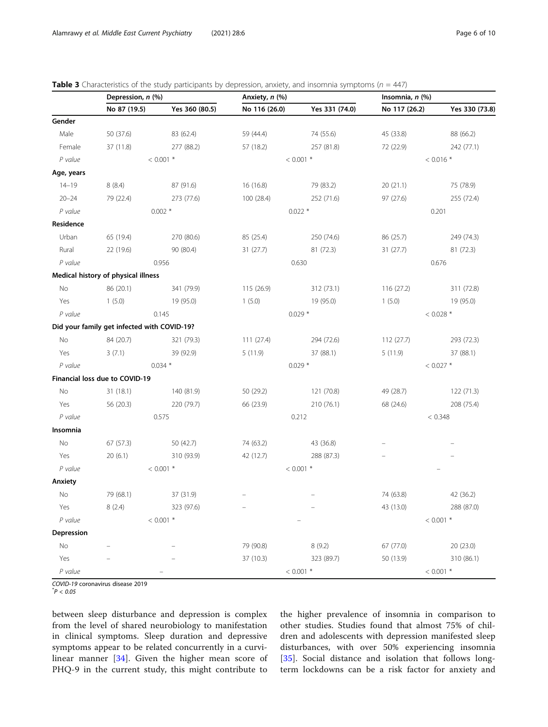**Table 3** Characteristics of the study participants by depression, anxiety, and insomnia symptoms (*n* = 447)

| | Depression, *n* (%) | | Anxiety, *n* (%) | | Insomnia, *n* (%) | |
|---|---|---|---|---|---|---|
| | No 87 (19.5) | Yes 360 (80.5) | No 116 (26.0) | Yes 331 (74.0) | No 117 (26.2) | Yes 330 (73.8) |
| **Gender** | | | | | | |
| Male | 50 (37.6) | 83 (62.4) | 59 (44.4) | 74 (55.6) | 45 (33.8) | 88 (66.2) |
| Female | 37 (11.8) | 277 (88.2) | 57 (18.2) | 257 (81.8) | 72 (22.9) | 242 (77.1) |
| *P value* | < 0.001 * | | < 0.001 * | | < 0.016 * | |
| **Age, years** | | | | | | |
| 14–19 | 8 (8.4) | 87 (91.6) | 16 (16.8) | 79 (83.2) | 20 (21.1) | 75 (78.9) |
| 20–24 | 79 (22.4) | 273 (77.6) | 100 (28.4) | 252 (71.6) | 97 (27.6) | 255 (72.4) |
| *P value* | 0.002 * | | 0.022 * | | 0.201 | |
| **Residence** | | | | | | |
| Urban | 65 (19.4) | 270 (80.6) | 85 (25.4) | 250 (74.6) | 86 (25.7) | 249 (74.3) |
| Rural | 22 (19.6) | 90 (80.4) | 31 (27.7) | 81 (72.3) | 31 (27.7) | 81 (72.3) |
| *P value* | 0.956 | | 0.630 | | 0.676 | |
| **Medical history of physical illness** | | | | | | |
| No | 86 (20.1) | 341 (79.9) | 115 (26.9) | 312 (73.1) | 116 (27.2) | 311 (72.8) |
| Yes | 1 (5.0) | 19 (95.0) | 1 (5.0) | 19 (95.0) | 1 (5.0) | 19 (95.0) |
| *P value* | 0.145 | | 0.029 * | | < 0.028 * | |
| **Did your family get infected with COVID-19?** | | | | | | |
| No | 84 (20.7) | 321 (79.3) | 111 (27.4) | 294 (72.6) | 112 (27.7) | 293 (72.3) |
| Yes | 3 (7.1) | 39 (92.9) | 5 (11.9) | 37 (88.1) | 5 (11.9) | 37 (88.1) |
| *P value* | 0.034 * | | 0.029 * | | < 0.027 * | |
| **Financial loss due to COVID-19** | | | | | | |
| No | 31 (18.1) | 140 (81.9) | 50 (29.2) | 121 (70.8) | 49 (28.7) | 122 (71.3) |
| Yes | 56 (20.3) | 220 (79.7) | 66 (23.9) | 210 (76.1) | 68 (24.6) | 208 (75.4) |
| *P value* | 0.575 | | 0.212 | | < 0.348 | |
| **Insomnia** | | | | | | |
| No | 67 (57.3) | 50 (42.7) | 74 (63.2) | 43 (36.8) | – | – |
| Yes | 20 (6.1) | 310 (93.9) | 42 (12.7) | 288 (87.3) | – | – |
| *P value* | < 0.001 * | | < 0.001 * | | – | |
| **Anxiety** | | | | | | |
| No | 79 (68.1) | 37 (31.9) | – | – | 74 (63.8) | 42 (36.2) |
| Yes | 8 (2.4) | 323 (97.6) | – | – | 43 (13.0) | 288 (87.0) |
| *P value* | < 0.001 * | | – | | < 0.001 * | |
| **Depression** | | | | | | |
| No | – | – | 79 (90.8) | 8 (9.2) | 67 (77.0) | 20 (23.0) |
| Yes | – | – | 37 (10.3) | 323 (89.7) | 50 (13.9) | 310 (86.1) |
| *P value* | – | | < 0.001 * | | < 0.001 * | |

*COVID-19* coronavirus disease 2019
*$P < 0.05$

between sleep disturbance and depression is complex from the level of shared neurobiology to manifestation in clinical symptoms. Sleep duration and depressive symptoms appear to be related concurrently in a curvilinear manner [34]. Given the higher mean score of PHQ-9 in the current study, this might contribute to the higher prevalence of insomnia in comparison to other studies. Studies found that almost 75% of children and adolescents with depression manifested sleep disturbances, with over 50% experiencing insomnia [35]. Social distance and isolation that follows long-term lockdowns can be a risk factor for anxiety and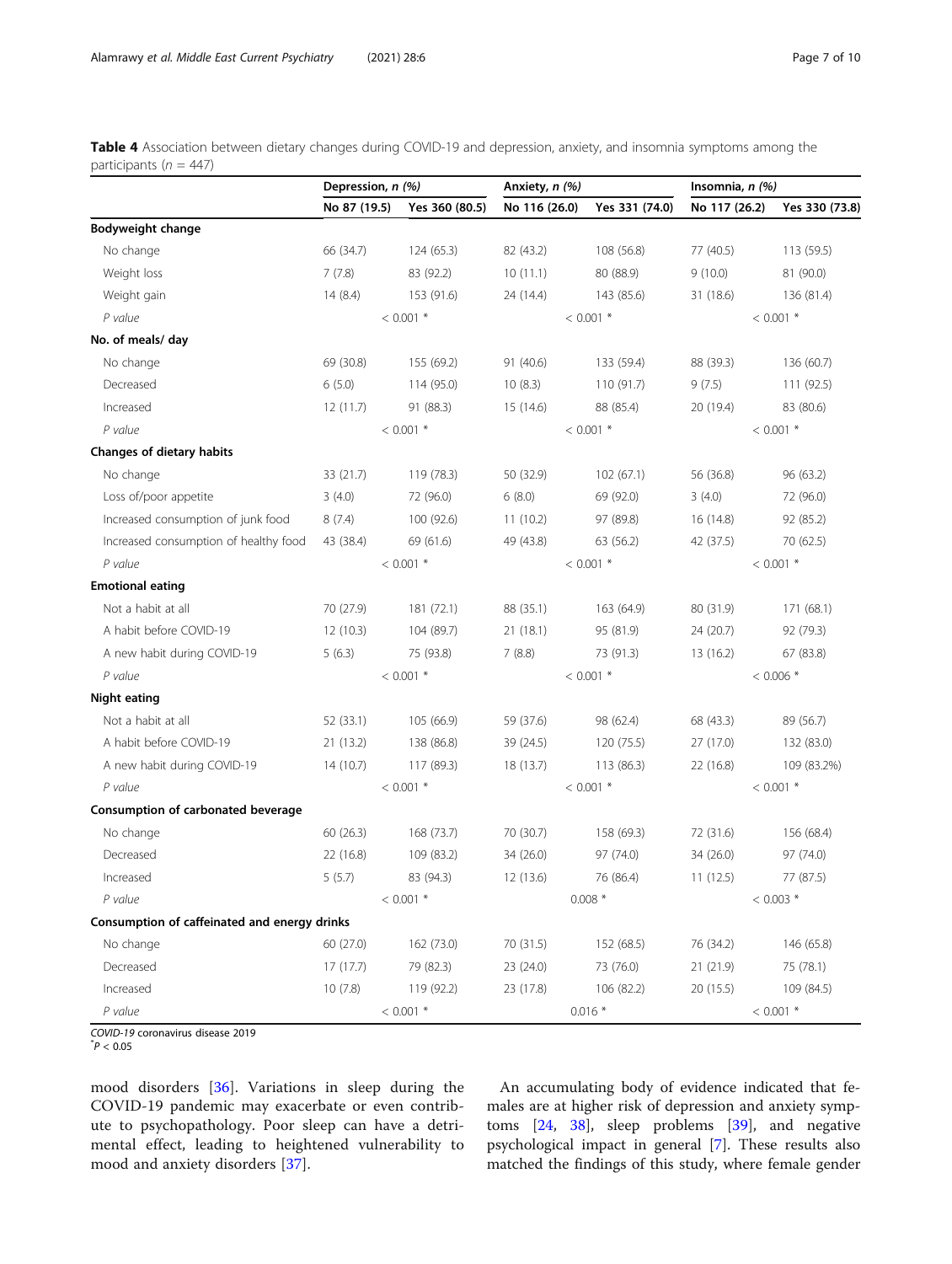**Table 4** Association between dietary changes during COVID-19 and depression, anxiety, and insomnia symptoms among the participants ($n$ = 447)

| | Depression, *n (%)* | | Anxiety, *n (%)* | | Insomnia, *n (%)* | |
|---|---|---|---|---|---|---|
| | No 87 (19.5) | Yes 360 (80.5) | No 116 (26.0) | Yes 331 (74.0) | No 117 (26.2) | Yes 330 (73.8) |
| **Bodyweight change** | | | | | | |
| No change | 66 (34.7) | 124 (65.3) | 82 (43.2) | 108 (56.8) | 77 (40.5) | 113 (59.5) |
| Weight loss | 7 (7.8) | 83 (92.2) | 10 (11.1) | 80 (88.9) | 9 (10.0) | 81 (90.0) |
| Weight gain | 14 (8.4) | 153 (91.6) | 24 (14.4) | 143 (85.6) | 31 (18.6) | 136 (81.4) |
| *P value* | < 0.001 * | | < 0.001 * | | < 0.001 * | |
| **No. of meals/ day** | | | | | | |
| No change | 69 (30.8) | 155 (69.2) | 91 (40.6) | 133 (59.4) | 88 (39.3) | 136 (60.7) |
| Decreased | 6 (5.0) | 114 (95.0) | 10 (8.3) | 110 (91.7) | 9 (7.5) | 111 (92.5) |
| Increased | 12 (11.7) | 91 (88.3) | 15 (14.6) | 88 (85.4) | 20 (19.4) | 83 (80.6) |
| *P value* | < 0.001 * | | < 0.001 * | | < 0.001 * | |
| **Changes of dietary habits** | | | | | | |
| No change | 33 (21.7) | 119 (78.3) | 50 (32.9) | 102 (67.1) | 56 (36.8) | 96 (63.2) |
| Loss of/poor appetite | 3 (4.0) | 72 (96.0) | 6 (8.0) | 69 (92.0) | 3 (4.0) | 72 (96.0) |
| Increased consumption of junk food | 8 (7.4) | 100 (92.6) | 11 (10.2) | 97 (89.8) | 16 (14.8) | 92 (85.2) |
| Increased consumption of healthy food | 43 (38.4) | 69 (61.6) | 49 (43.8) | 63 (56.2) | 42 (37.5) | 70 (62.5) |
| *P value* | < 0.001 * | | < 0.001 * | | < 0.001 * | |
| **Emotional eating** | | | | | | |
| Not a habit at all | 70 (27.9) | 181 (72.1) | 88 (35.1) | 163 (64.9) | 80 (31.9) | 171 (68.1) |
| A habit before COVID-19 | 12 (10.3) | 104 (89.7) | 21 (18.1) | 95 (81.9) | 24 (20.7) | 92 (79.3) |
| A new habit during COVID-19 | 5 (6.3) | 75 (93.8) | 7 (8.8) | 73 (91.3) | 13 (16.2) | 67 (83.8) |
| *P value* | < 0.001 * | | < 0.001 * | | < 0.006 * | |
| **Night eating** | | | | | | |
| Not a habit at all | 52 (33.1) | 105 (66.9) | 59 (37.6) | 98 (62.4) | 68 (43.3) | 89 (56.7) |
| A habit before COVID-19 | 21 (13.2) | 138 (86.8) | 39 (24.5) | 120 (75.5) | 27 (17.0) | 132 (83.0) |
| A new habit during COVID-19 | 14 (10.7) | 117 (89.3) | 18 (13.7) | 113 (86.3) | 22 (16.8) | 109 (83.2%) |
| *P value* | < 0.001 * | | < 0.001 * | | < 0.001 * | |
| **Consumption of carbonated beverage** | | | | | | |
| No change | 60 (26.3) | 168 (73.7) | 70 (30.7) | 158 (69.3) | 72 (31.6) | 156 (68.4) |
| Decreased | 22 (16.8) | 109 (83.2) | 34 (26.0) | 97 (74.0) | 34 (26.0) | 97 (74.0) |
| Increased | 5 (5.7) | 83 (94.3) | 12 (13.6) | 76 (86.4) | 11 (12.5) | 77 (87.5) |
| *P value* | < 0.001 * | | 0.008 * | | < 0.003 * | |
| **Consumption of caffeinated and energy drinks** | | | | | | |
| No change | 60 (27.0) | 162 (73.0) | 70 (31.5) | 152 (68.5) | 76 (34.2) | 146 (65.8) |
| Decreased | 17 (17.7) | 79 (82.3) | 23 (24.0) | 73 (76.0) | 21 (21.9) | 75 (78.1) |
| Increased | 10 (7.8) | 119 (92.2) | 23 (17.8) | 106 (82.2) | 20 (15.5) | 109 (84.5) |
| *P value* | < 0.001 * | | 0.016 * | | < 0.001 * | |

*COVID-19* coronavirus disease 2019
*$P < 0.05$

mood disorders [36]. Variations in sleep during the COVID-19 pandemic may exacerbate or even contribute to psychopathology. Poor sleep can have a detrimental effect, leading to heightened vulnerability to mood and anxiety disorders [37].

An accumulating body of evidence indicated that females are at higher risk of depression and anxiety symptoms [24, 38], sleep problems [39], and negative psychological impact in general [7]. These results also matched the findings of this study, where female gender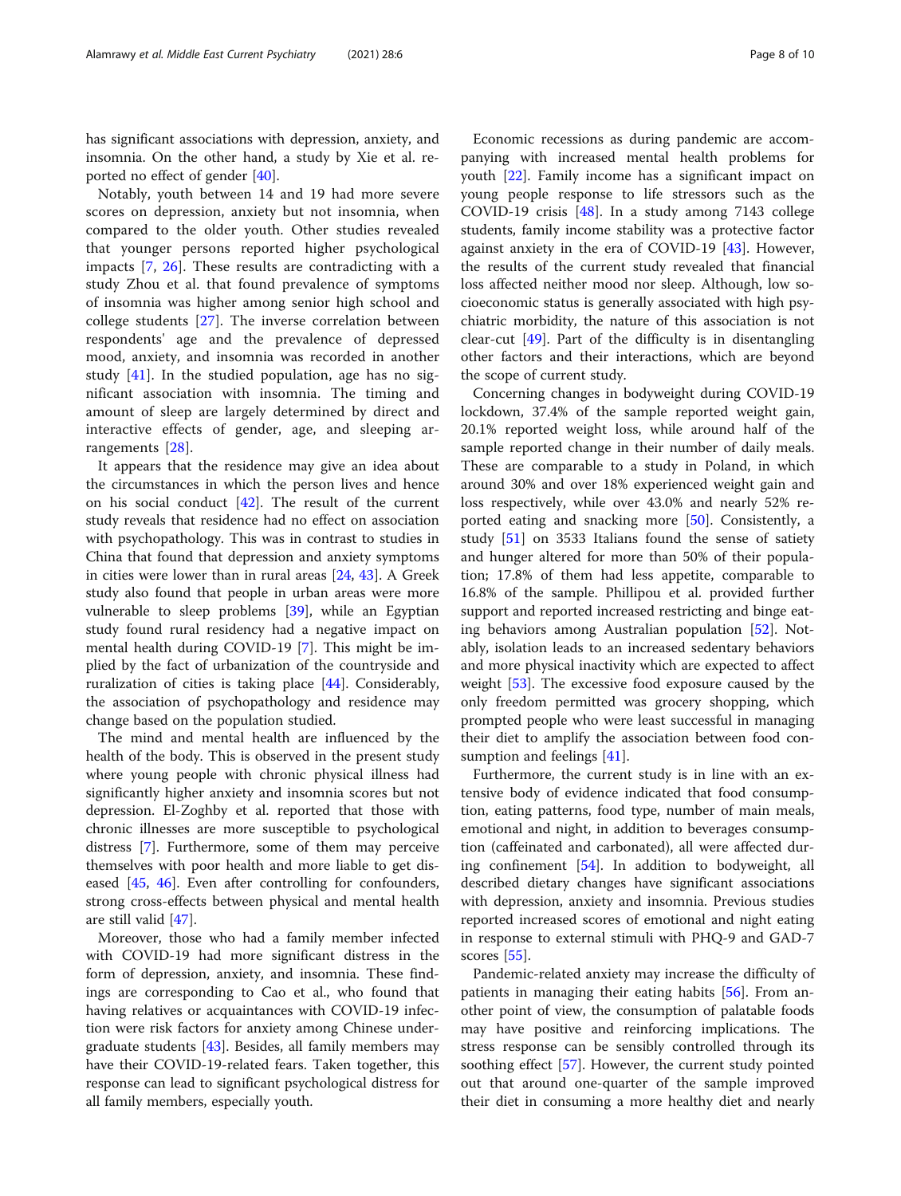has significant associations with depression, anxiety, and insomnia. On the other hand, a study by Xie et al. reported no effect of gender [40].

Notably, youth between 14 and 19 had more severe scores on depression, anxiety but not insomnia, when compared to the older youth. Other studies revealed that younger persons reported higher psychological impacts [7, 26]. These results are contradicting with a study Zhou et al. that found prevalence of symptoms of insomnia was higher among senior high school and college students [27]. The inverse correlation between respondents' age and the prevalence of depressed mood, anxiety, and insomnia was recorded in another study [41]. In the studied population, age has no significant association with insomnia. The timing and amount of sleep are largely determined by direct and interactive effects of gender, age, and sleeping arrangements [28].

It appears that the residence may give an idea about the circumstances in which the person lives and hence on his social conduct [42]. The result of the current study reveals that residence had no effect on association with psychopathology. This was in contrast to studies in China that found that depression and anxiety symptoms in cities were lower than in rural areas [24, 43]. A Greek study also found that people in urban areas were more vulnerable to sleep problems [39], while an Egyptian study found rural residency had a negative impact on mental health during COVID-19 [7]. This might be implied by the fact of urbanization of the countryside and ruralization of cities is taking place [44]. Considerably, the association of psychopathology and residence may change based on the population studied.

The mind and mental health are influenced by the health of the body. This is observed in the present study where young people with chronic physical illness had significantly higher anxiety and insomnia scores but not depression. El-Zoghby et al. reported that those with chronic illnesses are more susceptible to psychological distress [7]. Furthermore, some of them may perceive themselves with poor health and more liable to get diseased [45, 46]. Even after controlling for confounders, strong cross-effects between physical and mental health are still valid [47].

Moreover, those who had a family member infected with COVID-19 had more significant distress in the form of depression, anxiety, and insomnia. These findings are corresponding to Cao et al., who found that having relatives or acquaintances with COVID-19 infection were risk factors for anxiety among Chinese undergraduate students [43]. Besides, all family members may have their COVID-19-related fears. Taken together, this response can lead to significant psychological distress for all family members, especially youth.

Economic recessions as during pandemic are accompanying with increased mental health problems for youth [22]. Family income has a significant impact on young people response to life stressors such as the COVID-19 crisis [48]. In a study among 7143 college students, family income stability was a protective factor against anxiety in the era of COVID-19 [43]. However, the results of the current study revealed that financial loss affected neither mood nor sleep. Although, low socioeconomic status is generally associated with high psychiatric morbidity, the nature of this association is not clear-cut [49]. Part of the difficulty is in disentangling other factors and their interactions, which are beyond the scope of current study.

Concerning changes in bodyweight during COVID-19 lockdown, 37.4% of the sample reported weight gain, 20.1% reported weight loss, while around half of the sample reported change in their number of daily meals. These are comparable to a study in Poland, in which around 30% and over 18% experienced weight gain and loss respectively, while over 43.0% and nearly 52% reported eating and snacking more [50]. Consistently, a study [51] on 3533 Italians found the sense of satiety and hunger altered for more than 50% of their population; 17.8% of them had less appetite, comparable to 16.8% of the sample. Phillipou et al. provided further support and reported increased restricting and binge eating behaviors among Australian population [52]. Notably, isolation leads to an increased sedentary behaviors and more physical inactivity which are expected to affect weight [53]. The excessive food exposure caused by the only freedom permitted was grocery shopping, which prompted people who were least successful in managing their diet to amplify the association between food consumption and feelings [41].

Furthermore, the current study is in line with an extensive body of evidence indicated that food consumption, eating patterns, food type, number of main meals, emotional and night, in addition to beverages consumption (caffeinated and carbonated), all were affected during confinement [54]. In addition to bodyweight, all described dietary changes have significant associations with depression, anxiety and insomnia. Previous studies reported increased scores of emotional and night eating in response to external stimuli with PHQ-9 and GAD-7 scores [55].

Pandemic-related anxiety may increase the difficulty of patients in managing their eating habits [56]. From another point of view, the consumption of palatable foods may have positive and reinforcing implications. The stress response can be sensibly controlled through its soothing effect [57]. However, the current study pointed out that around one-quarter of the sample improved their diet in consuming a more healthy diet and nearly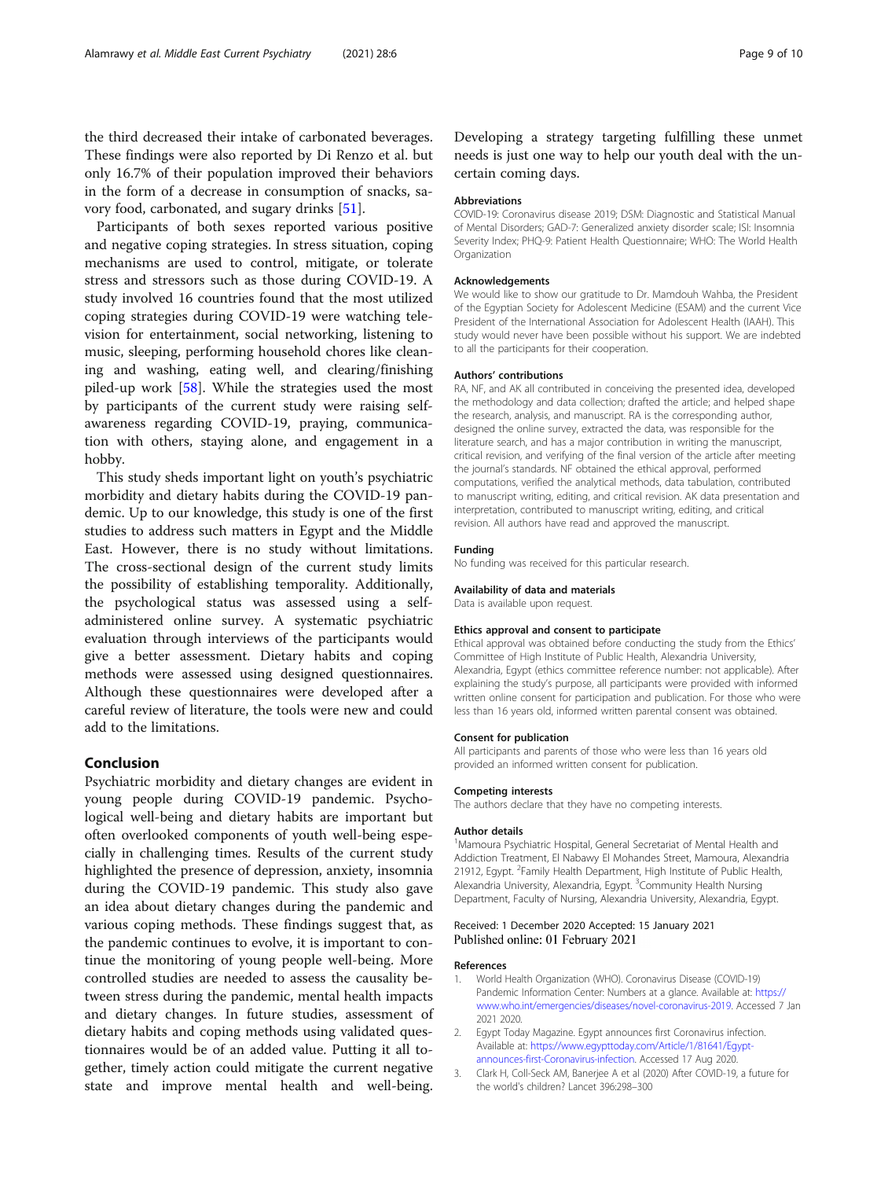the third decreased their intake of carbonated beverages. These findings were also reported by Di Renzo et al. but only 16.7% of their population improved their behaviors in the form of a decrease in consumption of snacks, savory food, carbonated, and sugary drinks [51].

Participants of both sexes reported various positive and negative coping strategies. In stress situation, coping mechanisms are used to control, mitigate, or tolerate stress and stressors such as those during COVID-19. A study involved 16 countries found that the most utilized coping strategies during COVID-19 were watching television for entertainment, social networking, listening to music, sleeping, performing household chores like cleaning and washing, eating well, and clearing/finishing piled-up work [58]. While the strategies used the most by participants of the current study were raising self-awareness regarding COVID-19, praying, communication with others, staying alone, and engagement in a hobby.

This study sheds important light on youth's psychiatric morbidity and dietary habits during the COVID-19 pandemic. Up to our knowledge, this study is one of the first studies to address such matters in Egypt and the Middle East. However, there is no study without limitations. The cross-sectional design of the current study limits the possibility of establishing temporality. Additionally, the psychological status was assessed using a self-administered online survey. A systematic psychiatric evaluation through interviews of the participants would give a better assessment. Dietary habits and coping methods were assessed using designed questionnaires. Although these questionnaires were developed after a careful review of literature, the tools were new and could add to the limitations.

## Conclusion

Psychiatric morbidity and dietary changes are evident in young people during COVID-19 pandemic. Psychological well-being and dietary habits are important but often overlooked components of youth well-being especially in challenging times. Results of the current study highlighted the presence of depression, anxiety, insomnia during the COVID-19 pandemic. This study also gave an idea about dietary changes during the pandemic and various coping methods. These findings suggest that, as the pandemic continues to evolve, it is important to continue the monitoring of young people well-being. More controlled studies are needed to assess the causality between stress during the pandemic, mental health impacts and dietary changes. In future studies, assessment of dietary habits and coping methods using validated questionnaires would be of an added value. Putting it all together, timely action could mitigate the current negative state and improve mental health and well-being. Developing a strategy targeting fulfilling these unmet needs is just one way to help our youth deal with the uncertain coming days.

#### Abbreviations

COVID-19: Coronavirus disease 2019; DSM: Diagnostic and Statistical Manual of Mental Disorders; GAD-7: Generalized anxiety disorder scale; ISI: Insomnia Severity Index; PHQ-9: Patient Health Questionnaire; WHO: The World Health Organization

#### Acknowledgements

We would like to show our gratitude to Dr. Mamdouh Wahba, the President of the Egyptian Society for Adolescent Medicine (ESAM) and the current Vice President of the International Association for Adolescent Health (IAAH). This study would never have been possible without his support. We are indebted to all the participants for their cooperation.

#### Authors' contributions

RA, NF, and AK all contributed in conceiving the presented idea, developed the methodology and data collection; drafted the article; and helped shape the research, analysis, and manuscript. RA is the corresponding author, designed the online survey, extracted the data, was responsible for the literature search, and has a major contribution in writing the manuscript, critical revision, and verifying of the final version of the article after meeting the journal's standards. NF obtained the ethical approval, performed computations, verified the analytical methods, data tabulation, contributed to manuscript writing, editing, and critical revision. AK data presentation and interpretation, contributed to manuscript writing, editing, and critical revision. All authors have read and approved the manuscript.

#### Funding

No funding was received for this particular research.

#### Availability of data and materials

Data is available upon request.

#### Ethics approval and consent to participate

Ethical approval was obtained before conducting the study from the Ethics' Committee of High Institute of Public Health, Alexandria University, Alexandria, Egypt (ethics committee reference number: not applicable). After explaining the study's purpose, all participants were provided with informed written online consent for participation and publication. For those who were less than 16 years old, informed written parental consent was obtained.

#### Consent for publication

All participants and parents of those who were less than 16 years old provided an informed written consent for publication.

#### Competing interests

The authors declare that they have no competing interests.

#### Author details

[1]Mamoura Psychiatric Hospital, General Secretariat of Mental Health and Addiction Treatment, El Nabawy El Mohandes Street, Mamoura, Alexandria 21912, Egypt. [2]Family Health Department, High Institute of Public Health, Alexandria University, Alexandria, Egypt. [3]Community Health Nursing Department, Faculty of Nursing, Alexandria University, Alexandria, Egypt.

Received: 1 December 2020 Accepted: 15 January 2021
Published online: 01 February 2021

#### References

1. World Health Organization (WHO). Coronavirus Disease (COVID-19) Pandemic Information Center: Numbers at a glance. Available at: https://www.who.int/emergencies/diseases/novel-coronavirus-2019. Accessed 7 Jan 2021 2020.
2. Egypt Today Magazine. Egypt announces first Coronavirus infection. Available at: https://www.egypttoday.com/Article/1/81641/Egypt-announces-first-Coronavirus-infection. Accessed 17 Aug 2020.
3. Clark H, Coll-Seck AM, Banerjee A et al (2020) After COVID-19, a future for the world's children? Lancet 396:298–300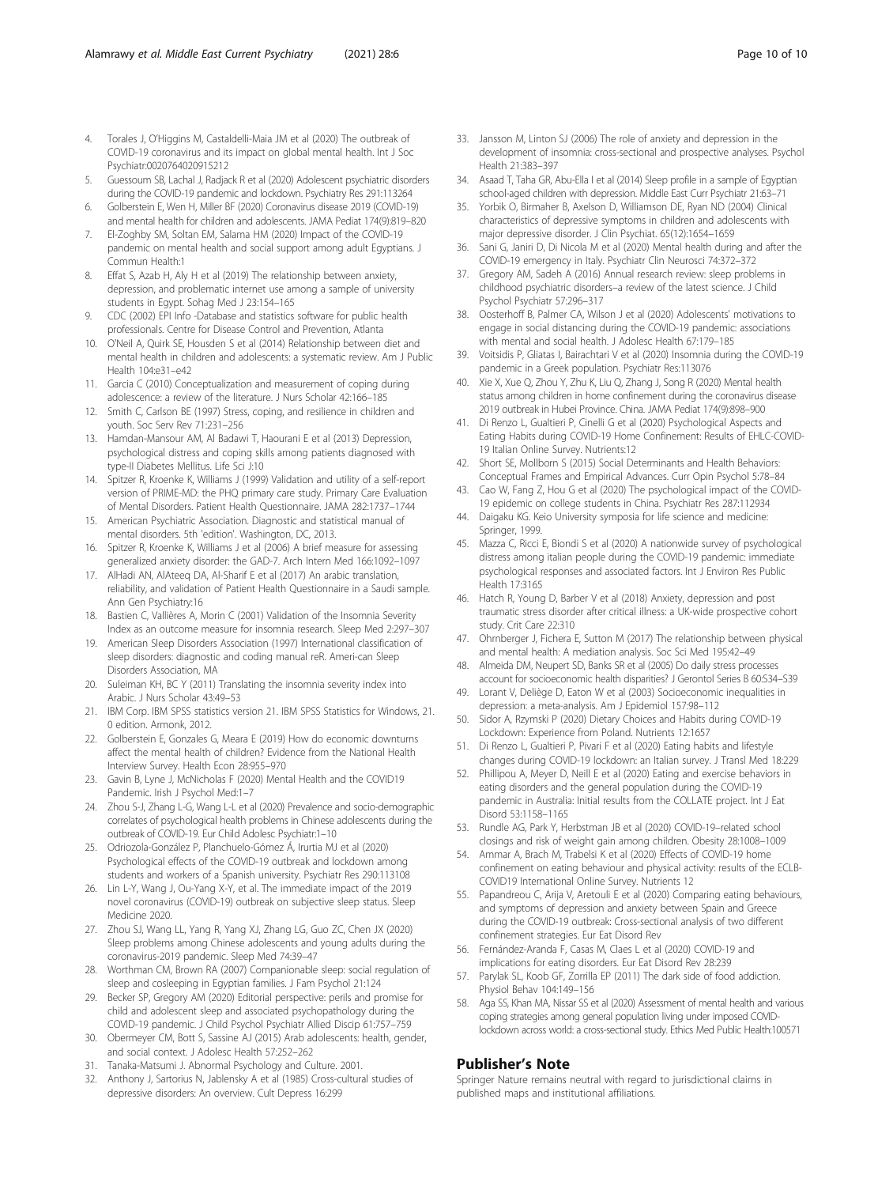4. Torales J, O'Higgins M, Castaldelli-Maia JM et al (2020) The outbreak of COVID-19 coronavirus and its impact on global mental health. Int J Soc Psychiatr:0020764020915212
5. Guessoum SB, Lachal J, Radjack R et al (2020) Adolescent psychiatric disorders during the COVID-19 pandemic and lockdown. Psychiatry Res 291:113264
6. Golberstein E, Wen H, Miller BF (2020) Coronavirus disease 2019 (COVID-19) and mental health for children and adolescents. JAMA Pediat 174(9):819–820
7. El-Zoghby SM, Soltan EM, Salama HM (2020) Impact of the COVID-19 pandemic on mental health and social support among adult Egyptians. J Commun Health:1
8. Effat S, Azab H, Aly H et al (2019) The relationship between anxiety, depression, and problematic internet use among a sample of university students in Egypt. Sohag Med J 23:154–165
9. CDC (2002) EPI Info -Database and statistics software for public health professionals. Centre for Disease Control and Prevention, Atlanta
10. O'Neil A, Quirk SE, Housden S et al (2014) Relationship between diet and mental health in children and adolescents: a systematic review. Am J Public Health 104:e31–e42
11. Garcia C (2010) Conceptualization and measurement of coping during adolescence: a review of the literature. J Nurs Scholar 42:166–185
12. Smith C, Carlson BE (1997) Stress, coping, and resilience in children and youth. Soc Serv Rev 71:231–256
13. Hamdan-Mansour AM, Al Badawi T, Haourani E et al (2013) Depression, psychological distress and coping skills among patients diagnosed with type-II Diabetes Mellitus. Life Sci J:10
14. Spitzer R, Kroenke K, Williams J (1999) Validation and utility of a self-report version of PRIME-MD: the PHQ primary care study. Primary Care Evaluation of Mental Disorders. Patient Health Questionnaire. JAMA 282:1737–1744
15. American Psychiatric Association. Diagnostic and statistical manual of mental disorders. 5th 'edition'. Washington, DC, 2013.
16. Spitzer R, Kroenke K, Williams J et al (2006) A brief measure for assessing generalized anxiety disorder: the GAD-7. Arch Intern Med 166:1092–1097
17. AlHadi AN, AlAteeq DA, Al-Sharif E et al (2017) An arabic translation, reliability, and validation of Patient Health Questionnaire in a Saudi sample. Ann Gen Psychiatry:16
18. Bastien C, Vallières A, Morin C (2001) Validation of the Insomnia Severity Index as an outcome measure for insomnia research. Sleep Med 2:297–307
19. American Sleep Disorders Association (1997) International classification of sleep disorders: diagnostic and coding manual reR. Ameri-can Sleep Disorders Association, MA
20. Suleiman KH, BC Y (2011) Translating the insomnia severity index into Arabic. J Nurs Scholar 43:49–53
21. IBM Corp. IBM SPSS statistics version 21. IBM SPSS Statistics for Windows, 21. 0 edition. Armonk, 2012.
22. Golberstein E, Gonzales G, Meara E (2019) How do economic downturns affect the mental health of children? Evidence from the National Health Interview Survey. Health Econ 28:955–970
23. Gavin B, Lyne J, McNicholas F (2020) Mental Health and the COVID19 Pandemic. Irish J Psychol Med:1–7
24. Zhou S-J, Zhang L-G, Wang L-L et al (2020) Prevalence and socio-demographic correlates of psychological health problems in Chinese adolescents during the outbreak of COVID-19. Eur Child Adolesc Psychiatr:1–10
25. Odriozola-González P, Planchuelo-Gómez Á, Irurtia MJ et al (2020) Psychological effects of the COVID-19 outbreak and lockdown among students and workers of a Spanish university. Psychiatr Res 290:113108
26. Lin L-Y, Wang J, Ou-Yang X-Y, et al. The immediate impact of the 2019 novel coronavirus (COVID-19) outbreak on subjective sleep status. Sleep Medicine 2020.
27. Zhou SJ, Wang LL, Yang R, Yang XJ, Zhang LG, Guo ZC, Chen JX (2020) Sleep problems among Chinese adolescents and young adults during the coronavirus-2019 pandemic. Sleep Med 74:39–47
28. Worthman CM, Brown RA (2007) Companionable sleep: social regulation of sleep and cosleeping in Egyptian families. J Fam Psychol 21:124
29. Becker SP, Gregory AM (2020) Editorial perspective: perils and promise for child and adolescent sleep and associated psychopathology during the COVID-19 pandemic. J Child Psychol Psychiatr Allied Discip 61:757–759
30. Obermeyer CM, Bott S, Sassine AJ (2015) Arab adolescents: health, gender, and social context. J Adolesc Health 57:252–262
31. Tanaka-Matsumi J. Abnormal Psychology and Culture. 2001.
32. Anthony J, Sartorius N, Jablensky A et al (1985) Cross-cultural studies of depressive disorders: An overview. Cult Depress 16:299
33. Jansson M, Linton SJ (2006) The role of anxiety and depression in the development of insomnia: cross-sectional and prospective analyses. Psychol Health 21:383–397
34. Asaad T, Taha GR, Abu-Ella I et al (2014) Sleep profile in a sample of Egyptian school-aged children with depression. Middle East Curr Psychiatr 21:63–71
35. Yorbik O, Birmaher B, Axelson D, Williamson DE, Ryan ND (2004) Clinical characteristics of depressive symptoms in children and adolescents with major depressive disorder. J Clin Psychiat. 65(12):1654–1659
36. Sani G, Janiri D, Di Nicola M et al (2020) Mental health during and after the COVID-19 emergency in Italy. Psychiatr Clin Neurosci 74:372–372
37. Gregory AM, Sadeh A (2016) Annual research review: sleep problems in childhood psychiatric disorders–a review of the latest science. J Child Psychol Psychiatr 57:296–317
38. Oosterhoff B, Palmer CA, Wilson J et al (2020) Adolescents' motivations to engage in social distancing during the COVID-19 pandemic: associations with mental and social health. J Adolesc Health 67:179–185
39. Voitsidis P, Gliatas I, Bairachtari V et al (2020) Insomnia during the COVID-19 pandemic in a Greek population. Psychiatr Res:113076
40. Xie X, Xue Q, Zhou Y, Zhu K, Liu Q, Zhang J, Song R (2020) Mental health status among children in home confinement during the coronavirus disease 2019 outbreak in Hubei Province. China. JAMA Pediat 174(9):898–900
41. Di Renzo L, Gualtieri P, Cinelli G et al (2020) Psychological Aspects and Eating Habits during COVID-19 Home Confinement: Results of EHLC-COVID-19 Italian Online Survey. Nutrients:12
42. Short SE, Mollborn S (2015) Social Determinants and Health Behaviors: Conceptual Frames and Empirical Advances. Curr Opin Psychol 5:78–84
43. Cao W, Fang Z, Hou G et al (2020) The psychological impact of the COVID-19 epidemic on college students in China. Psychiatr Res 287:112934
44. Daigaku KG. Keio University symposia for life science and medicine: Springer, 1999.
45. Mazza C, Ricci E, Biondi S et al (2020) A nationwide survey of psychological distress among italian people during the COVID-19 pandemic: immediate psychological responses and associated factors. Int J Environ Res Public Health 17:3165
46. Hatch R, Young D, Barber V et al (2018) Anxiety, depression and post traumatic stress disorder after critical illness: a UK-wide prospective cohort study. Crit Care 22:310
47. Ohrnberger J, Fichera E, Sutton M (2017) The relationship between physical and mental health: A mediation analysis. Soc Sci Med 195:42–49
48. Almeida DM, Neupert SD, Banks SR et al (2005) Do daily stress processes account for socioeconomic health disparities? J Gerontol Series B 60:S34–S39
49. Lorant V, Deliège D, Eaton W et al (2003) Socioeconomic inequalities in depression: a meta-analysis. Am J Epidemiol 157:98–112
50. Sidor A, Rzymski P (2020) Dietary Choices and Habits during COVID-19 Lockdown: Experience from Poland. Nutrients 12:1657
51. Di Renzo L, Gualtieri P, Pivari F et al (2020) Eating habits and lifestyle changes during COVID-19 lockdown: an Italian survey. J Transl Med 18:229
52. Phillipou A, Meyer D, Neill E et al (2020) Eating and exercise behaviors in eating disorders and the general population during the COVID-19 pandemic in Australia: Initial results from the COLLATE project. Int J Eat Disord 53:1158–1165
53. Rundle AG, Park Y, Herbstman JB et al (2020) COVID-19–related school closings and risk of weight gain among children. Obesity 28:1008–1009
54. Ammar A, Brach M, Trabelsi K et al (2020) Effects of COVID-19 home confinement on eating behaviour and physical activity: results of the ECLB-COVID19 International Online Survey. Nutrients 12
55. Papandreou C, Arija V, Aretouli E et al (2020) Comparing eating behaviours, and symptoms of depression and anxiety between Spain and Greece during the COVID-19 outbreak: Cross-sectional analysis of two different confinement strategies. Eur Eat Disord Rev
56. Fernández-Aranda F, Casas M, Claes L et al (2020) COVID-19 and implications for eating disorders. Eur Eat Disord Rev 28:239
57. Parylak SL, Koob GF, Zorrilla EP (2011) The dark side of food addiction. Physiol Behav 104:149–156
58. Aga SS, Khan MA, Nissar SS et al (2020) Assessment of mental health and various coping strategies among general population living under imposed COVID-lockdown across world: a cross-sectional study. Ethics Med Public Health:100571

## Publisher's Note

Springer Nature remains neutral with regard to jurisdictional claims in published maps and institutional affiliations.